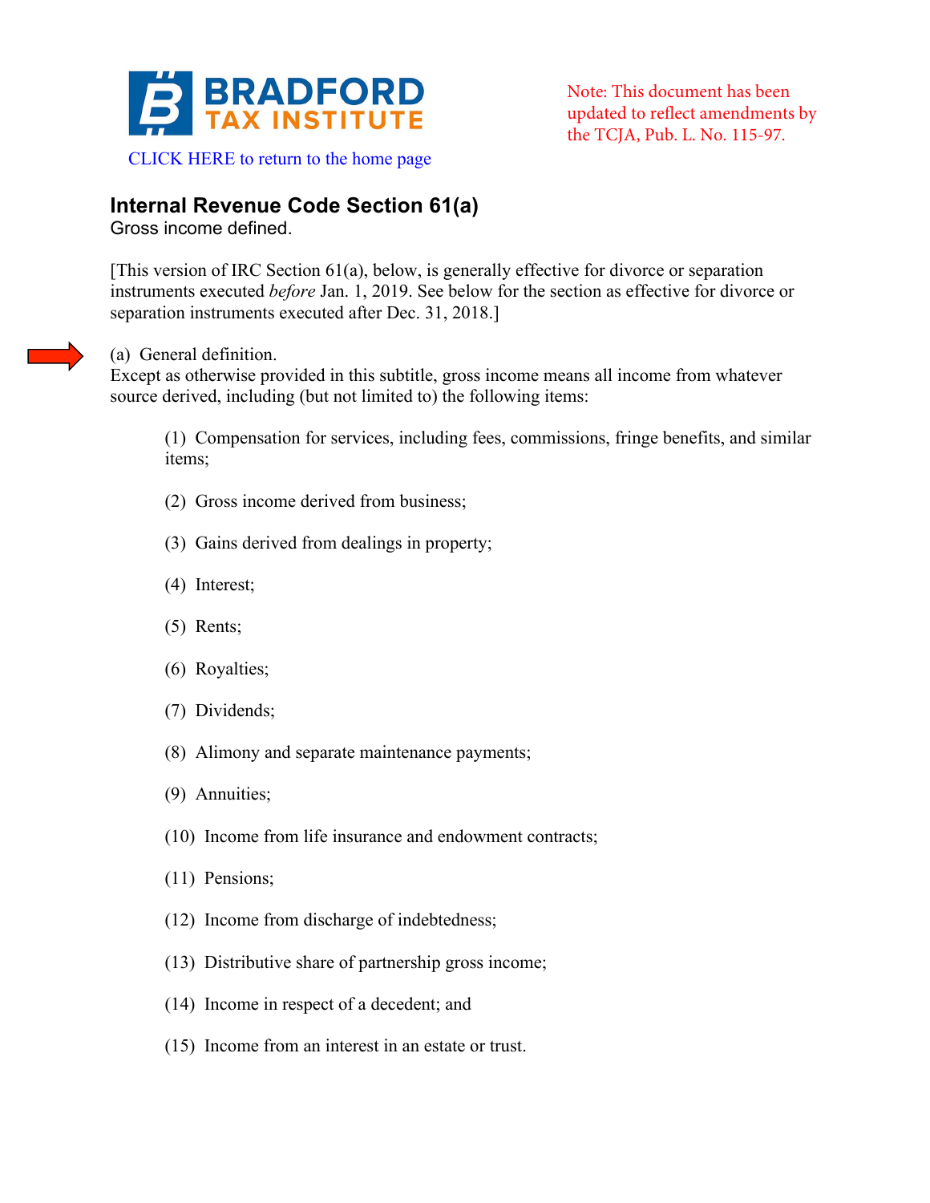BRADFORD TAX INSTITUTE

CLICK HERE to return to the home page

Note: This document has been updated to reflect amendments by the TCJA, Pub. L. No. 115-97.

## Internal Revenue Code Section 61(a)

Gross income defined.

[This version of IRC Section 61(a), below, is generally effective for divorce or separation instruments executed *before* Jan. 1, 2019. See below for the section as effective for divorce or separation instruments executed after Dec. 31, 2018.]

(a) General definition.
Except as otherwise provided in this subtitle, gross income means all income from whatever source derived, including (but not limited to) the following items:

(1) Compensation for services, including fees, commissions, fringe benefits, and similar items;

(2) Gross income derived from business;

(3) Gains derived from dealings in property;

(4) Interest;

(5) Rents;

(6) Royalties;

(7) Dividends;

(8) Alimony and separate maintenance payments;

(9) Annuities;

(10) Income from life insurance and endowment contracts;

(11) Pensions;

(12) Income from discharge of indebtedness;

(13) Distributive share of partnership gross income;

(14) Income in respect of a decedent; and

(15) Income from an interest in an estate or trust.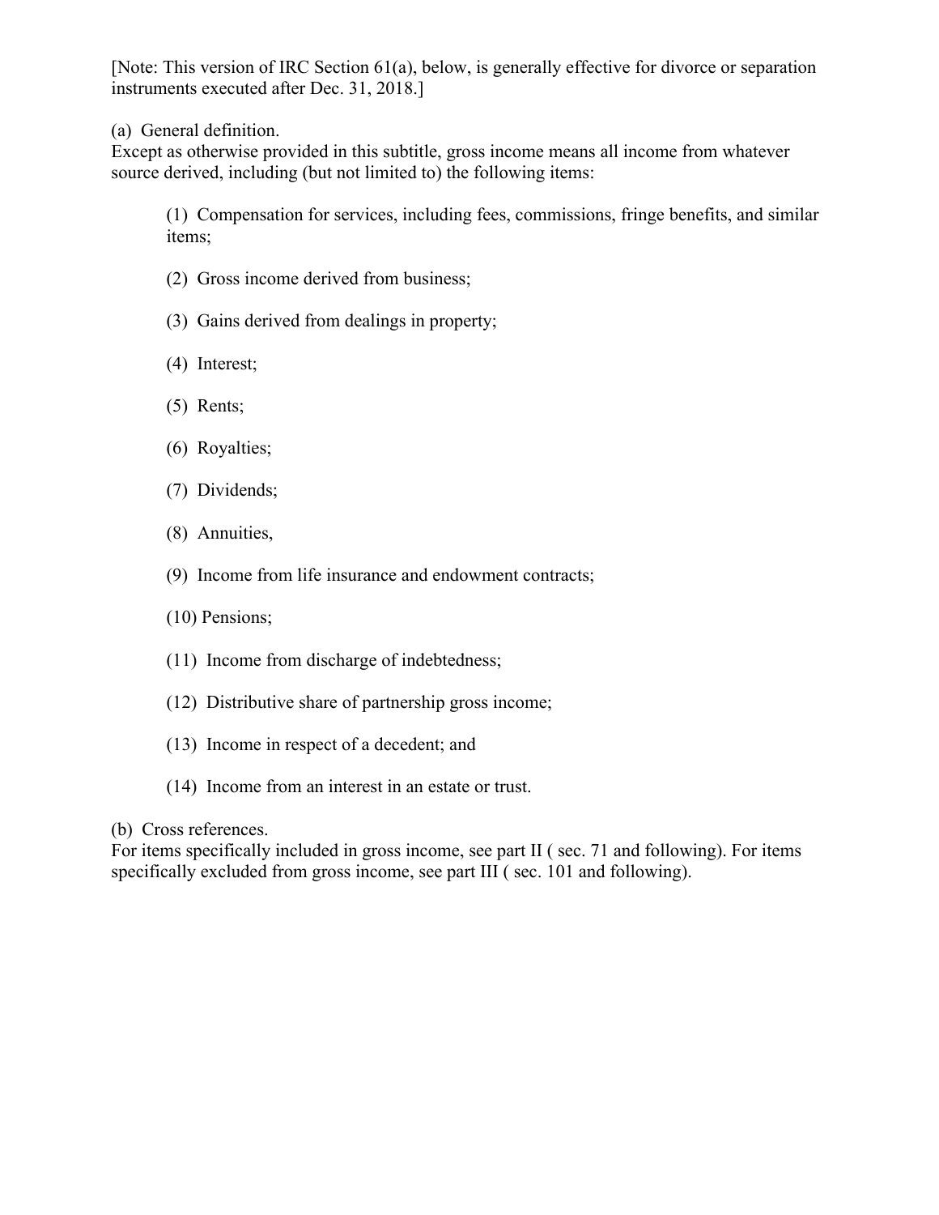[Note: This version of IRC Section 61(a), below, is generally effective for divorce or separation instruments executed after Dec. 31, 2018.]

(a) General definition.
Except as otherwise provided in this subtitle, gross income means all income from whatever source derived, including (but not limited to) the following items:

> (1) Compensation for services, including fees, commissions, fringe benefits, and similar items;
>
> (2) Gross income derived from business;
>
> (3) Gains derived from dealings in property;
>
> (4) Interest;
>
> (5) Rents;
>
> (6) Royalties;
>
> (7) Dividends;
>
> (8) Annuities,
>
> (9) Income from life insurance and endowment contracts;
>
> (10) Pensions;
>
> (11) Income from discharge of indebtedness;
>
> (12) Distributive share of partnership gross income;
>
> (13) Income in respect of a decedent; and
>
> (14) Income from an interest in an estate or trust.

(b) Cross references.
For items specifically included in gross income, see part II ( sec. 71 and following). For items specifically excluded from gross income, see part III ( sec. 101 and following).